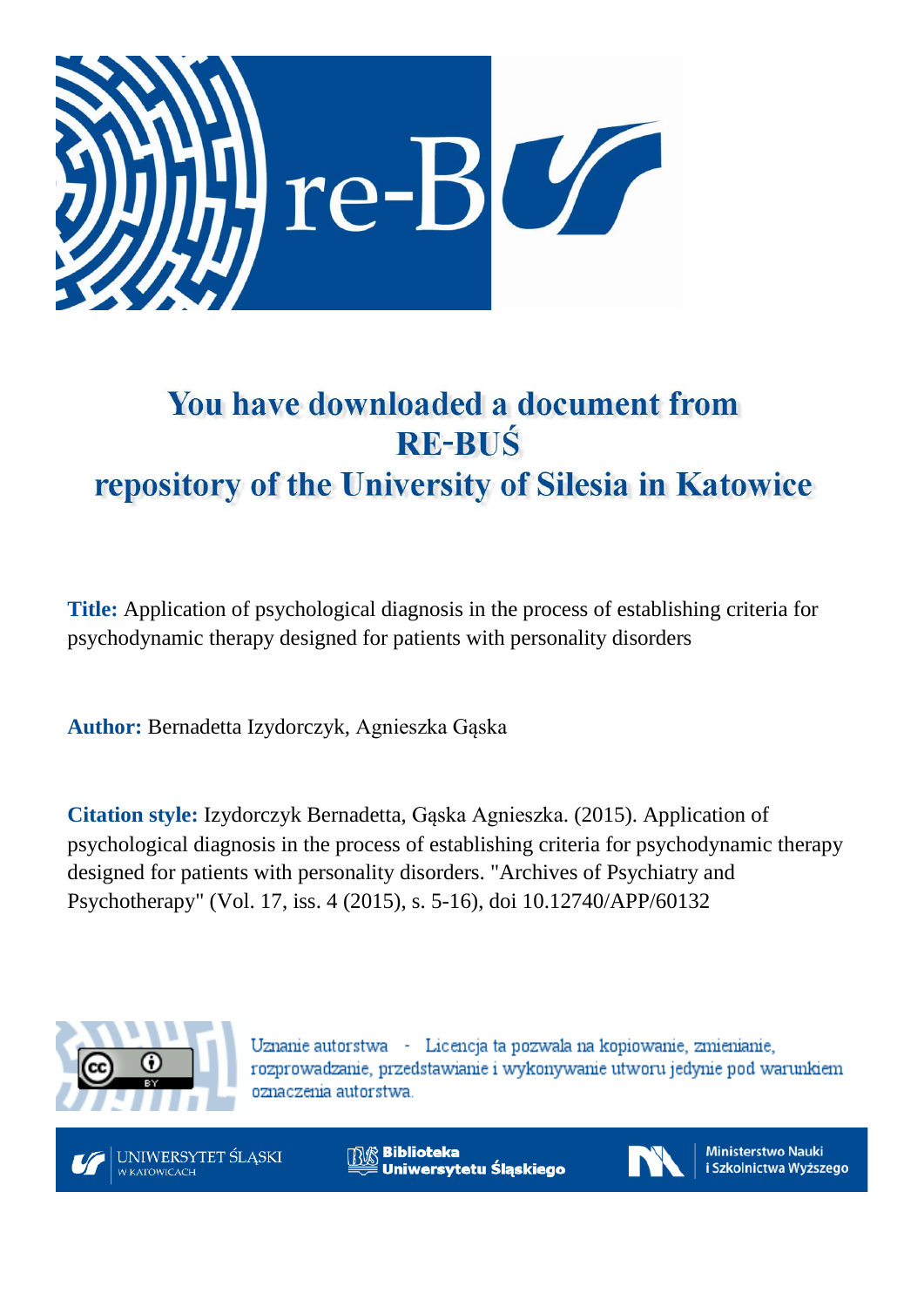# You have downloaded a document from RE-BUŚ repository of the University of Silesia in Katowice

**Title:** Application of psychological diagnosis in the process of establishing criteria for psychodynamic therapy designed for patients with personality disorders

**Author:** Bernadetta Izydorczyk, Agnieszka Gąska

**Citation style:** Izydorczyk Bernadetta, Gąska Agnieszka. (2015). Application of psychological diagnosis in the process of establishing criteria for psychodynamic therapy designed for patients with personality disorders. "Archives of Psychiatry and Psychotherapy" (Vol. 17, iss. 4 (2015), s. 5-16), doi 10.12740/APP/60132

Uznanie autorstwa - Licencja ta pozwala na kopiowanie, zmienianie, rozprowadzanie, przedstawianie i wykonywanie utworu jedynie pod warunkiem oznaczenia autorstwa.

UNIWERSYTET ŚLĄSKI W KATOWICACH

Biblioteka Uniwersytetu Śląskiego

Ministerstwo Nauki i Szkolnictwa Wyższego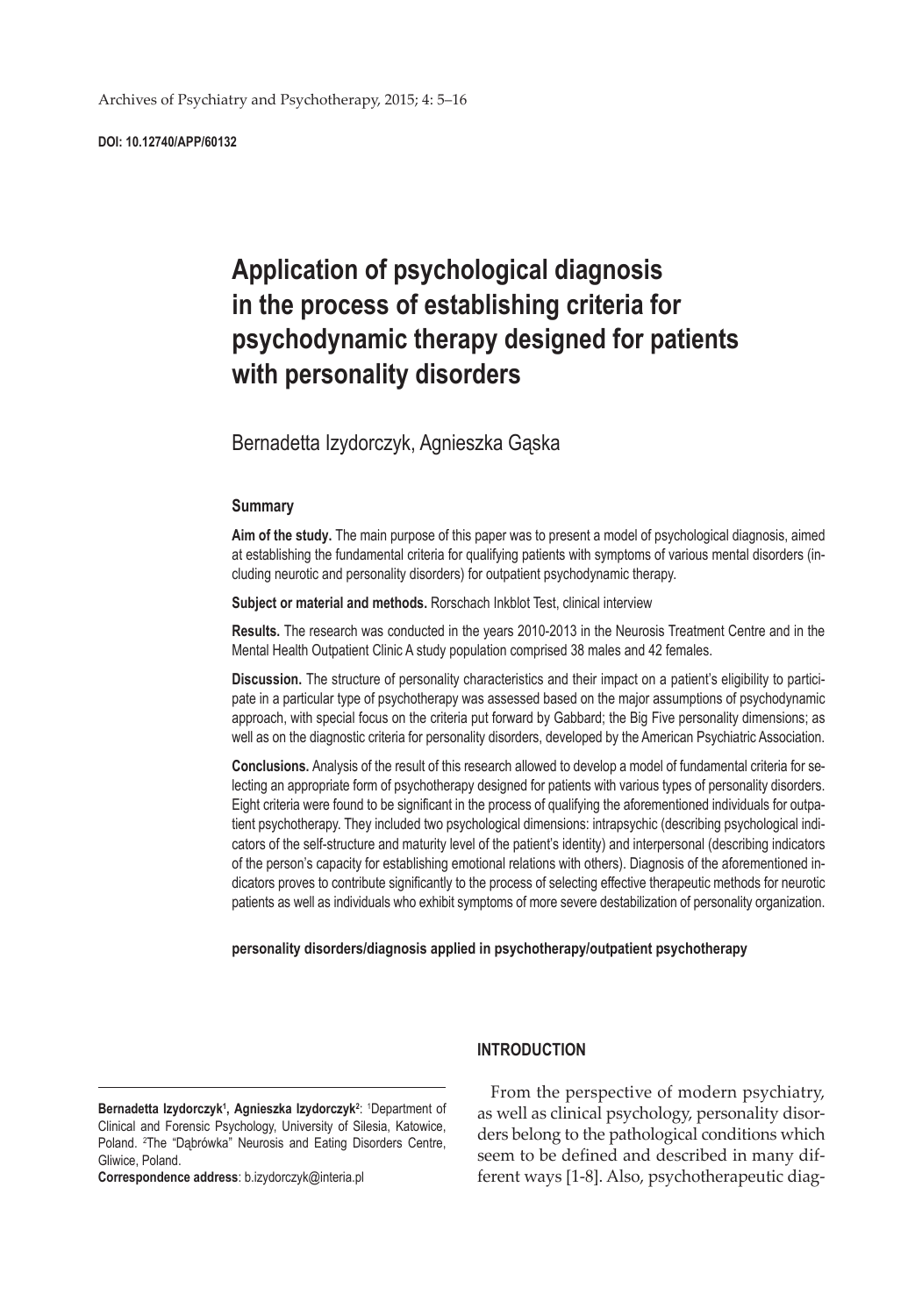Archives of Psychiatry and Psychotherapy, 2015; 4: 5–16

**DOI: 10.12740/APP/60132**

# Application of psychological diagnosis in the process of establishing criteria for psychodynamic therapy designed for patients with personality disorders

Bernadetta Izydorczyk, Agnieszka Gąska

### Summary

**Aim of the study.** The main purpose of this paper was to present a model of psychological diagnosis, aimed at establishing the fundamental criteria for qualifying patients with symptoms of various mental disorders (including neurotic and personality disorders) for outpatient psychodynamic therapy.

**Subject or material and methods.** Rorschach Inkblot Test, clinical interview

**Results.** The research was conducted in the years 2010-2013 in the Neurosis Treatment Centre and in the Mental Health Outpatient Clinic A study population comprised 38 males and 42 females.

**Discussion.** The structure of personality characteristics and their impact on a patient's eligibility to participate in a particular type of psychotherapy was assessed based on the major assumptions of psychodynamic approach, with special focus on the criteria put forward by Gabbard; the Big Five personality dimensions; as well as on the diagnostic criteria for personality disorders, developed by the American Psychiatric Association.

**Conclusions.** Analysis of the result of this research allowed to develop a model of fundamental criteria for selecting an appropriate form of psychotherapy designed for patients with various types of personality disorders. Eight criteria were found to be significant in the process of qualifying the aforementioned individuals for outpatient psychotherapy. They included two psychological dimensions: intrapsychic (describing psychological indicators of the self-structure and maturity level of the patient's identity) and interpersonal (describing indicators of the person's capacity for establishing emotional relations with others). Diagnosis of the aforementioned indicators proves to contribute significantly to the process of selecting effective therapeutic methods for neurotic patients as well as individuals who exhibit symptoms of more severe destabilization of personality organization.

**personality disorders/diagnosis applied in psychotherapy/outpatient psychotherapy**

## INTRODUCTION

From the perspective of modern psychiatry, as well as clinical psychology, personality disorders belong to the pathological conditions which seem to be defined and described in many different ways [1-8]. Also, psychotherapeutic diag-

**Bernadetta Izydorczyk[1], Agnieszka Izydorczyk[2]**: [1]Department of Clinical and Forensic Psychology, University of Silesia, Katowice, Poland. [2]The "Dąbrówka" Neurosis and Eating Disorders Centre, Gliwice, Poland.

**Correspondence address**: b.izydorczyk@interia.pl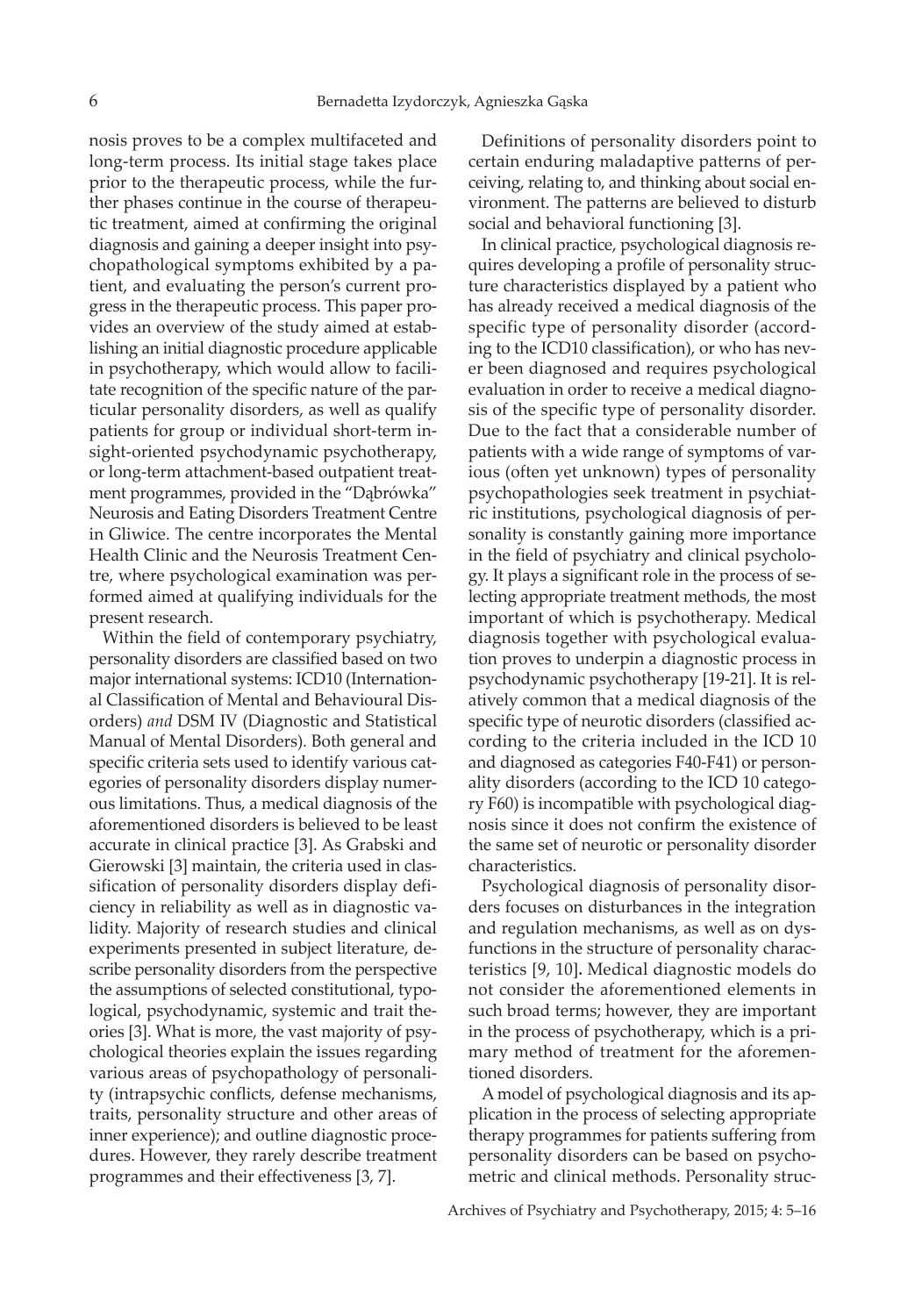nosis proves to be a complex multifaceted and long-term process. Its initial stage takes place prior to the therapeutic process, while the further phases continue in the course of therapeutic treatment, aimed at confirming the original diagnosis and gaining a deeper insight into psychopathological symptoms exhibited by a patient, and evaluating the person's current progress in the therapeutic process. This paper provides an overview of the study aimed at establishing an initial diagnostic procedure applicable in psychotherapy, which would allow to facilitate recognition of the specific nature of the particular personality disorders, as well as qualify patients for group or individual short-term insight-oriented psychodynamic psychotherapy, or long-term attachment-based outpatient treatment programmes, provided in the "Dąbrówka" Neurosis and Eating Disorders Treatment Centre in Gliwice. The centre incorporates the Mental Health Clinic and the Neurosis Treatment Centre, where psychological examination was performed aimed at qualifying individuals for the present research.

Within the field of contemporary psychiatry, personality disorders are classified based on two major international systems: ICD10 (International Classification of Mental and Behavioural Disorders) *and* DSM IV (Diagnostic and Statistical Manual of Mental Disorders). Both general and specific criteria sets used to identify various categories of personality disorders display numerous limitations. Thus, a medical diagnosis of the aforementioned disorders is believed to be least accurate in clinical practice [3]. As Grabski and Gierowski [3] maintain, the criteria used in classification of personality disorders display deficiency in reliability as well as in diagnostic validity. Majority of research studies and clinical experiments presented in subject literature, describe personality disorders from the perspective the assumptions of selected constitutional, typological, psychodynamic, systemic and trait theories [3]. What is more, the vast majority of psychological theories explain the issues regarding various areas of psychopathology of personality (intrapsychic conflicts, defense mechanisms, traits, personality structure and other areas of inner experience); and outline diagnostic procedures. However, they rarely describe treatment programmes and their effectiveness [3, 7].

Definitions of personality disorders point to certain enduring maladaptive patterns of perceiving, relating to, and thinking about social environment. The patterns are believed to disturb social and behavioral functioning [3].

In clinical practice, psychological diagnosis requires developing a profile of personality structure characteristics displayed by a patient who has already received a medical diagnosis of the specific type of personality disorder (according to the ICD10 classification), or who has never been diagnosed and requires psychological evaluation in order to receive a medical diagnosis of the specific type of personality disorder. Due to the fact that a considerable number of patients with a wide range of symptoms of various (often yet unknown) types of personality psychopathologies seek treatment in psychiatric institutions, psychological diagnosis of personality is constantly gaining more importance in the field of psychiatry and clinical psychology. It plays a significant role in the process of selecting appropriate treatment methods, the most important of which is psychotherapy. Medical diagnosis together with psychological evaluation proves to underpin a diagnostic process in psychodynamic psychotherapy [19-21]. It is relatively common that a medical diagnosis of the specific type of neurotic disorders (classified according to the criteria included in the ICD 10 and diagnosed as categories F40-F41) or personality disorders (according to the ICD 10 category F60) is incompatible with psychological diagnosis since it does not confirm the existence of the same set of neurotic or personality disorder characteristics.

Psychological diagnosis of personality disorders focuses on disturbances in the integration and regulation mechanisms, as well as on dysfunctions in the structure of personality characteristics [9, 10]**.** Medical diagnostic models do not consider the aforementioned elements in such broad terms; however, they are important in the process of psychotherapy, which is a primary method of treatment for the aforementioned disorders.

A model of psychological diagnosis and its application in the process of selecting appropriate therapy programmes for patients suffering from personality disorders can be based on psychometric and clinical methods. Personality struc-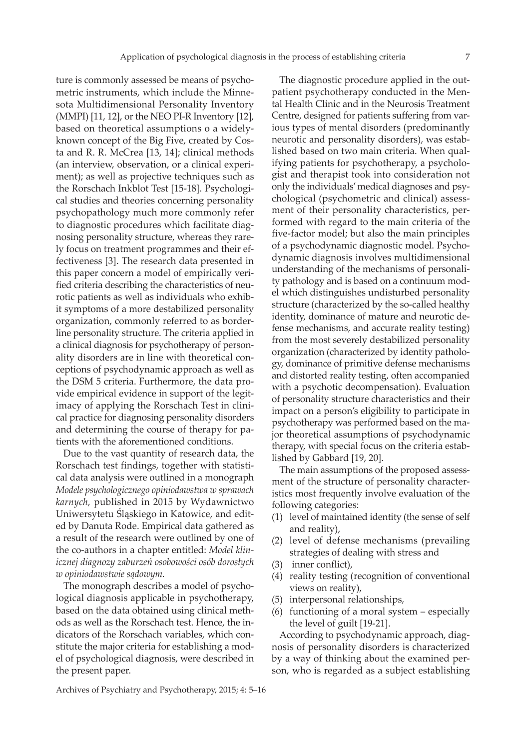ture is commonly assessed be means of psychometric instruments, which include the Minnesota Multidimensional Personality Inventory (MMPI) [11, 12], or the NEO PI-R Inventory [12], based on theoretical assumptions o a widely-known concept of the Big Five, created by Costa and R. R. McCrea [13, 14]; clinical methods (an interview, observation, or a clinical experiment); as well as projective techniques such as the Rorschach Inkblot Test [15-18]. Psychological studies and theories concerning personality psychopathology much more commonly refer to diagnostic procedures which facilitate diagnosing personality structure, whereas they rarely focus on treatment programmes and their effectiveness [3]. The research data presented in this paper concern a model of empirically verified criteria describing the characteristics of neurotic patients as well as individuals who exhibit symptoms of a more destabilized personality organization, commonly referred to as borderline personality structure. The criteria applied in a clinical diagnosis for psychotherapy of personality disorders are in line with theoretical conceptions of psychodynamic approach as well as the DSM 5 criteria. Furthermore, the data provide empirical evidence in support of the legitimacy of applying the Rorschach Test in clinical practice for diagnosing personality disorders and determining the course of therapy for patients with the aforementioned conditions.

Due to the vast quantity of research data, the Rorschach test findings, together with statistical data analysis were outlined in a monograph *Modele psychologicznego opiniodawstwa w sprawach karnych,* published in 2015 by Wydawnictwo Uniwersytetu Śląskiego in Katowice, and edited by Danuta Rode. Empirical data gathered as a result of the research were outlined by one of the co-authors in a chapter entitled: *Model klinicznej diagnozy zaburzeń osobowości osób dorosłych w opiniodawstwie sądowym.*

The monograph describes a model of psychological diagnosis applicable in psychotherapy, based on the data obtained using clinical methods as well as the Rorschach test. Hence, the indicators of the Rorschach variables, which constitute the major criteria for establishing a model of psychological diagnosis, were described in the present paper.

The diagnostic procedure applied in the outpatient psychotherapy conducted in the Mental Health Clinic and in the Neurosis Treatment Centre, designed for patients suffering from various types of mental disorders (predominantly neurotic and personality disorders), was established based on two main criteria. When qualifying patients for psychotherapy, a psychologist and therapist took into consideration not only the individuals' medical diagnoses and psychological (psychometric and clinical) assessment of their personality characteristics, performed with regard to the main criteria of the five-factor model; but also the main principles of a psychodynamic diagnostic model. Psychodynamic diagnosis involves multidimensional understanding of the mechanisms of personality pathology and is based on a continuum model which distinguishes undisturbed personality structure (characterized by the so-called healthy identity, dominance of mature and neurotic defense mechanisms, and accurate reality testing) from the most severely destabilized personality organization (characterized by identity pathology, dominance of primitive defense mechanisms and distorted reality testing, often accompanied with a psychotic decompensation). Evaluation of personality structure characteristics and their impact on a person's eligibility to participate in psychotherapy was performed based on the major theoretical assumptions of psychodynamic therapy, with special focus on the criteria established by Gabbard [19, 20].

The main assumptions of the proposed assessment of the structure of personality characteristics most frequently involve evaluation of the following categories:

(1) level of maintained identity (the sense of self and reality),
(2) level of defense mechanisms (prevailing strategies of dealing with stress and
(3) inner conflict),
(4) reality testing (recognition of conventional views on reality),
(5) interpersonal relationships,
(6) functioning of a moral system – especially the level of guilt [19-21].

According to psychodynamic approach, diagnosis of personality disorders is characterized by a way of thinking about the examined person, who is regarded as a subject establishing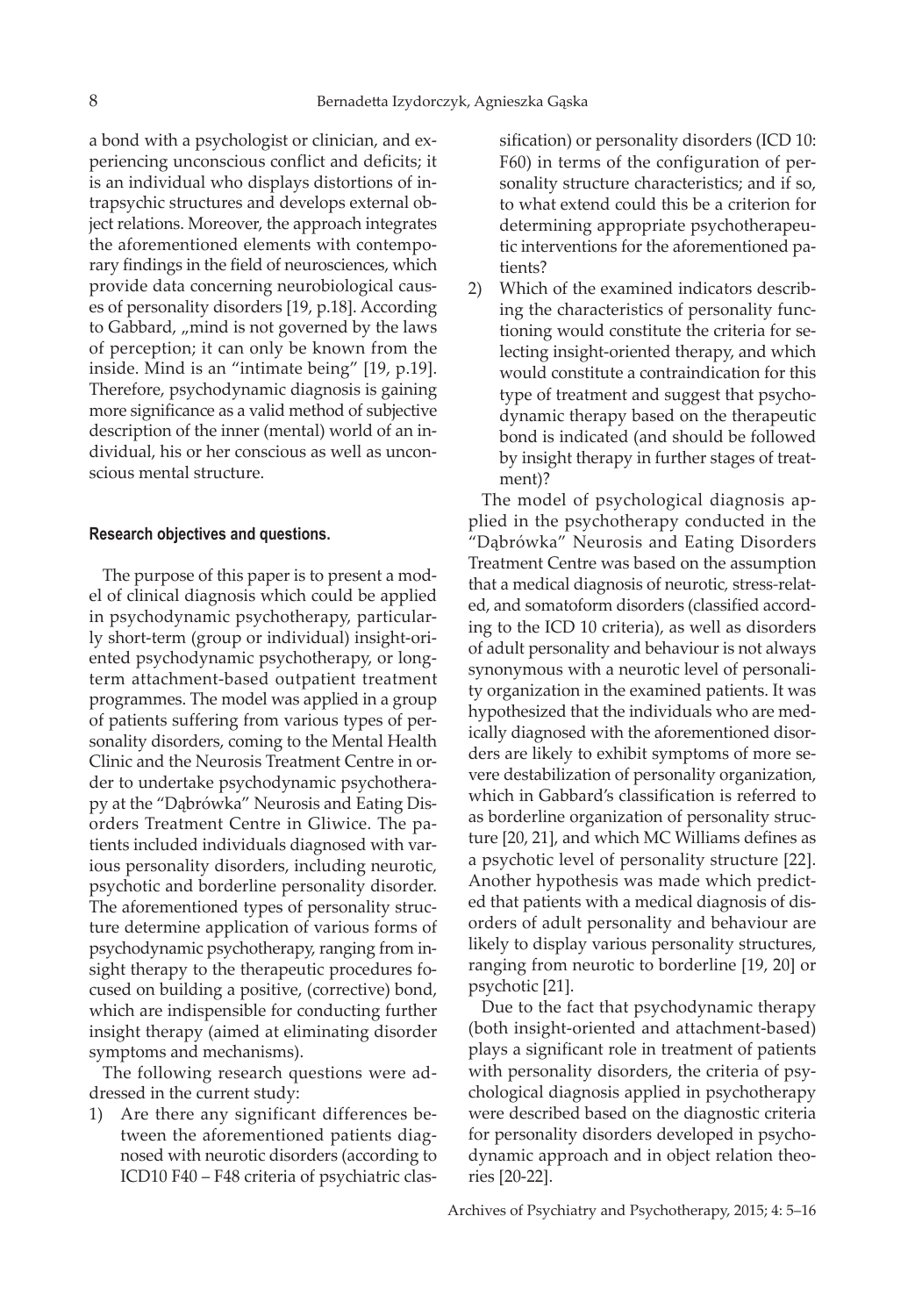a bond with a psychologist or clinician, and experiencing unconscious conflict and deficits; it is an individual who displays distortions of intrapsychic structures and develops external object relations. Moreover, the approach integrates the aforementioned elements with contemporary findings in the field of neurosciences, which provide data concerning neurobiological causes of personality disorders [19, p.18]. According to Gabbard, „mind is not governed by the laws of perception; it can only be known from the inside. Mind is an "intimate being" [19, p.19]. Therefore, psychodynamic diagnosis is gaining more significance as a valid method of subjective description of the inner (mental) world of an individual, his or her conscious as well as unconscious mental structure.

#### Research objectives and questions.

The purpose of this paper is to present a model of clinical diagnosis which could be applied in psychodynamic psychotherapy, particularly short-term (group or individual) insight-oriented psychodynamic psychotherapy, or long-term attachment-based outpatient treatment programmes. The model was applied in a group of patients suffering from various types of personality disorders, coming to the Mental Health Clinic and the Neurosis Treatment Centre in order to undertake psychodynamic psychotherapy at the "Dąbrówka" Neurosis and Eating Disorders Treatment Centre in Gliwice. The patients included individuals diagnosed with various personality disorders, including neurotic, psychotic and borderline personality disorder. The aforementioned types of personality structure determine application of various forms of psychodynamic psychotherapy, ranging from insight therapy to the therapeutic procedures focused on building a positive, (corrective) bond, which are indispensible for conducting further insight therapy (aimed at eliminating disorder symptoms and mechanisms).

The following research questions were addressed in the current study:

1) Are there any significant differences between the aforementioned patients diagnosed with neurotic disorders (according to ICD10 F40 – F48 criteria of psychiatric classification) or personality disorders (ICD 10: F60) in terms of the configuration of personality structure characteristics; and if so, to what extend could this be a criterion for determining appropriate psychotherapeutic interventions for the aforementioned patients?
2) Which of the examined indicators describing the characteristics of personality functioning would constitute the criteria for selecting insight-oriented therapy, and which would constitute a contraindication for this type of treatment and suggest that psychodynamic therapy based on the therapeutic bond is indicated (and should be followed by insight therapy in further stages of treatment)?

The model of psychological diagnosis applied in the psychotherapy conducted in the "Dąbrówka" Neurosis and Eating Disorders Treatment Centre was based on the assumption that a medical diagnosis of neurotic, stress-related, and somatoform disorders (classified according to the ICD 10 criteria), as well as disorders of adult personality and behaviour is not always synonymous with a neurotic level of personality organization in the examined patients. It was hypothesized that the individuals who are medically diagnosed with the aforementioned disorders are likely to exhibit symptoms of more severe destabilization of personality organization, which in Gabbard's classification is referred to as borderline organization of personality structure [20, 21], and which MC Williams defines as a psychotic level of personality structure [22]. Another hypothesis was made which predicted that patients with a medical diagnosis of disorders of adult personality and behaviour are likely to display various personality structures, ranging from neurotic to borderline [19, 20] or psychotic [21].

Due to the fact that psychodynamic therapy (both insight-oriented and attachment-based) plays a significant role in treatment of patients with personality disorders, the criteria of psychological diagnosis applied in psychotherapy were described based on the diagnostic criteria for personality disorders developed in psychodynamic approach and in object relation theories [20-22].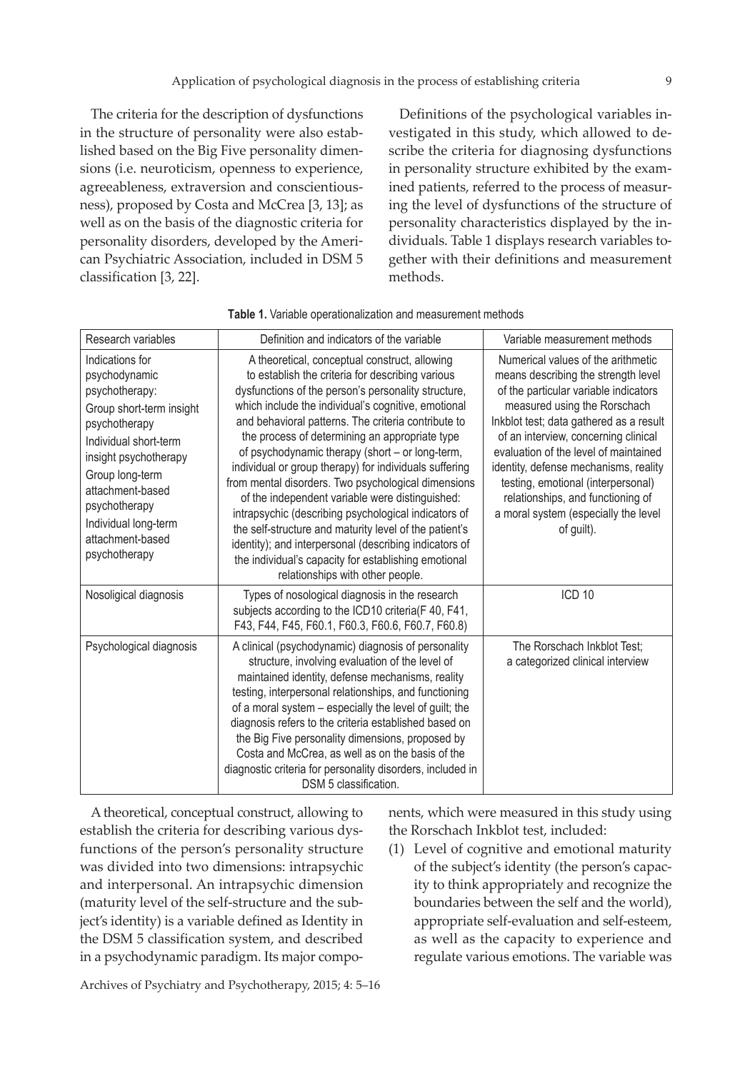The criteria for the description of dysfunctions in the structure of personality were also established based on the Big Five personality dimensions (i.e. neuroticism, openness to experience, agreeableness, extraversion and conscientiousness), proposed by Costa and McCrea [3, 13]; as well as on the basis of the diagnostic criteria for personality disorders, developed by the American Psychiatric Association, included in DSM 5 classification [3, 22].

Definitions of the psychological variables investigated in this study, which allowed to describe the criteria for diagnosing dysfunctions in personality structure exhibited by the examined patients, referred to the process of measuring the level of dysfunctions of the structure of personality characteristics displayed by the individuals. Table 1 displays research variables together with their definitions and measurement methods.

**Table 1.** Variable operationalization and measurement methods

| Research variables | Definition and indicators of the variable | Variable measurement methods |
|---|---|---|
| Indications for psychodynamic psychotherapy: Group short-term insight psychotherapy Individual short-term insight psychotherapy Group long-term attachment-based psychotherapy Individual long-term attachment-based psychotherapy | A theoretical, conceptual construct, allowing to establish the criteria for describing various dysfunctions of the person's personality structure, which include the individual's cognitive, emotional and behavioral patterns. The criteria contribute to the process of determining an appropriate type of psychodynamic therapy (short – or long-term, individual or group therapy) for individuals suffering from mental disorders. Two psychological dimensions of the independent variable were distinguished: intrapsychic (describing psychological indicators of the self-structure and maturity level of the patient's identity); and interpersonal (describing indicators of the individual's capacity for establishing emotional relationships with other people. | Numerical values of the arithmetic means describing the strength level of the particular variable indicators measured using the Rorschach Inkblot test; data gathered as a result of an interview, concerning clinical evaluation of the level of maintained identity, defense mechanisms, reality testing, emotional (interpersonal) relationships, and functioning of a moral system (especially the level of guilt). |
| Nosoligical diagnosis | Types of nosological diagnosis in the research subjects according to the ICD10 criteria(F 40, F41, F43, F44, F45, F60.1, F60.3, F60.6, F60.7, F60.8) | ICD 10 |
| Psychological diagnosis | A clinical (psychodynamic) diagnosis of personality structure, involving evaluation of the level of maintained identity, defense mechanisms, reality testing, interpersonal relationships, and functioning of a moral system – especially the level of guilt; the diagnosis refers to the criteria established based on the Big Five personality dimensions, proposed by Costa and McCrea, as well as on the basis of the diagnostic criteria for personality disorders, included in DSM 5 classification. | The Rorschach Inkblot Test; a categorized clinical interview |

A theoretical, conceptual construct, allowing to establish the criteria for describing various dysfunctions of the person's personality structure was divided into two dimensions: intrapsychic and interpersonal. An intrapsychic dimension (maturity level of the self-structure and the subject's identity) is a variable defined as Identity in the DSM 5 classification system, and described in a psychodynamic paradigm. Its major components, which were measured in this study using the Rorschach Inkblot test, included:

(1) Level of cognitive and emotional maturity of the subject's identity (the person's capacity to think appropriately and recognize the boundaries between the self and the world), appropriate self-evaluation and self-esteem, as well as the capacity to experience and regulate various emotions. The variable was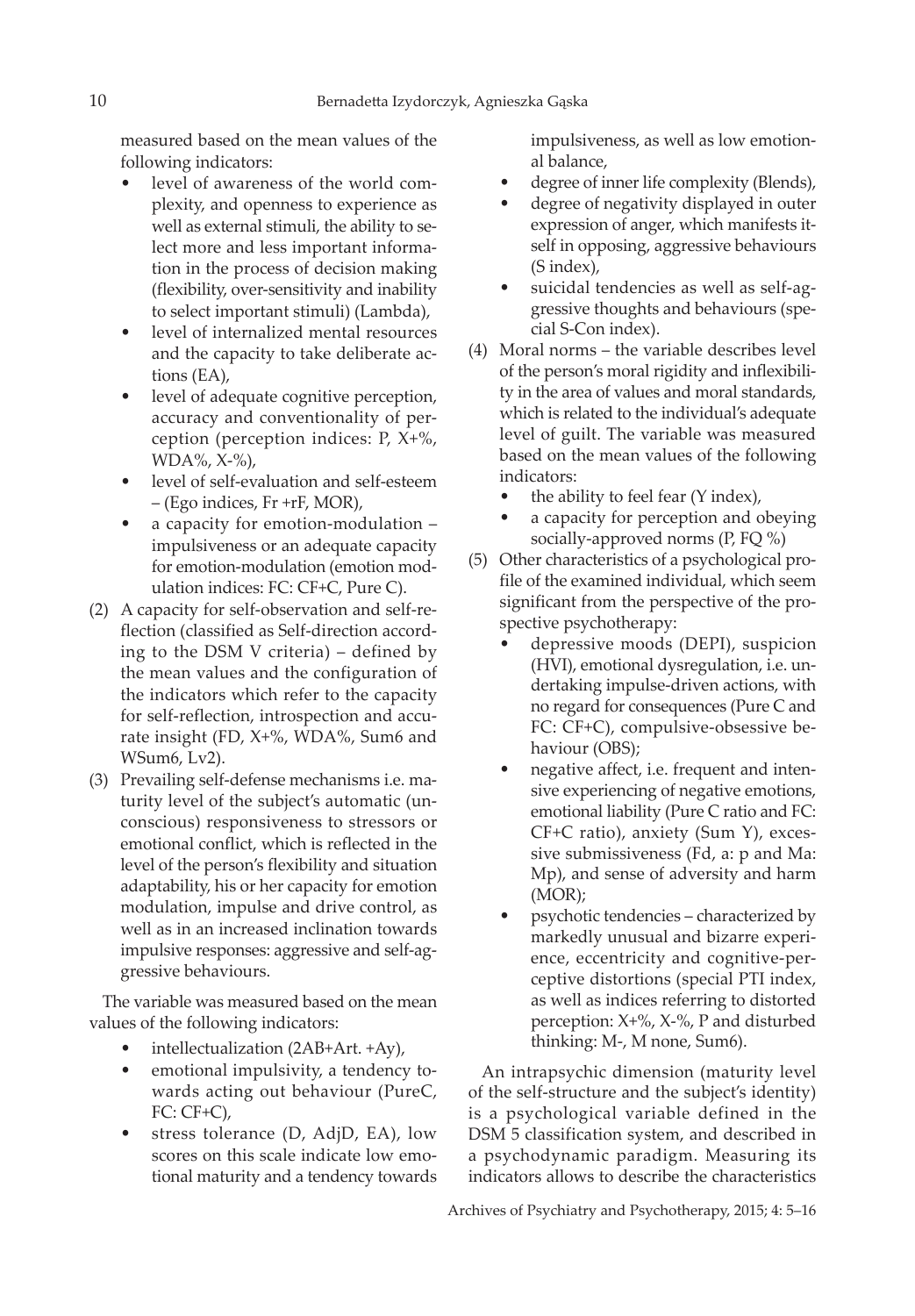measured based on the mean values of the following indicators:

- level of awareness of the world complexity, and openness to experience as well as external stimuli, the ability to select more and less important information in the process of decision making (flexibility, over-sensitivity and inability to select important stimuli) (Lambda),
- level of internalized mental resources and the capacity to take deliberate actions (EA),
- level of adequate cognitive perception, accuracy and conventionality of perception (perception indices: P, X+%, WDA%, X-%),
- level of self-evaluation and self-esteem – (Ego indices, Fr +rF, MOR),
- a capacity for emotion-modulation – impulsiveness or an adequate capacity for emotion-modulation (emotion modulation indices: FC: CF+C, Pure C).

(2) A capacity for self-observation and self-reflection (classified as Self-direction according to the DSM V criteria) – defined by the mean values and the configuration of the indicators which refer to the capacity for self-reflection, introspection and accurate insight (FD, X+%, WDA%, Sum6 and WSum6, Lv2).

(3) Prevailing self-defense mechanisms i.e. maturity level of the subject's automatic (unconscious) responsiveness to stressors or emotional conflict, which is reflected in the level of the person's flexibility and situation adaptability, his or her capacity for emotion modulation, impulse and drive control, as well as in an increased inclination towards impulsive responses: aggressive and self-aggressive behaviours.

The variable was measured based on the mean values of the following indicators:

- intellectualization (2AB+Art. +Ay),
- emotional impulsivity, a tendency towards acting out behaviour (PureC, FC: CF+C),
- stress tolerance (D, AdjD, EA), low scores on this scale indicate low emotional maturity and a tendency towards impulsiveness, as well as low emotional balance,
- degree of inner life complexity (Blends),
- degree of negativity displayed in outer expression of anger, which manifests itself in opposing, aggressive behaviours (S index),
- suicidal tendencies as well as self-aggressive thoughts and behaviours (special S-Con index).

(4) Moral norms – the variable describes level of the person's moral rigidity and inflexibility in the area of values and moral standards, which is related to the individual's adequate level of guilt. The variable was measured based on the mean values of the following indicators:

- the ability to feel fear (Y index),
- a capacity for perception and obeying socially-approved norms (P, FQ %)

(5) Other characteristics of a psychological profile of the examined individual, which seem significant from the perspective of the prospective psychotherapy:

- depressive moods (DEPI), suspicion (HVI), emotional dysregulation, i.e. undertaking impulse-driven actions, with no regard for consequences (Pure C and FC: CF+C), compulsive-obsessive behaviour (OBS);
- negative affect, i.e. frequent and intensive experiencing of negative emotions, emotional liability (Pure C ratio and FC: CF+C ratio), anxiety (Sum Y), excessive submissiveness (Fd, a: p and Ma: Mp), and sense of adversity and harm (MOR);
- psychotic tendencies – characterized by markedly unusual and bizarre experience, eccentricity and cognitive-perceptive distortions (special PTI index, as well as indices referring to distorted perception: X+%, X-%, P and disturbed thinking: M-, M none, Sum6).

An intrapsychic dimension (maturity level of the self-structure and the subject's identity) is a psychological variable defined in the DSM 5 classification system, and described in a psychodynamic paradigm. Measuring its indicators allows to describe the characteristics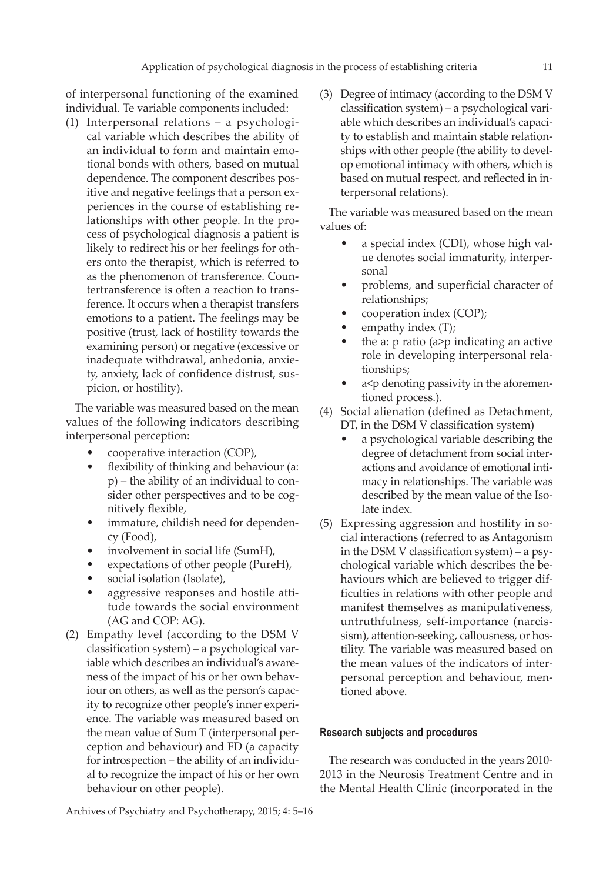of interpersonal functioning of the examined individual. Te variable components included:

(1) Interpersonal relations – a psychological variable which describes the ability of an individual to form and maintain emotional bonds with others, based on mutual dependence. The component describes positive and negative feelings that a person experiences in the course of establishing relationships with other people. In the process of psychological diagnosis a patient is likely to redirect his or her feelings for others onto the therapist, which is referred to as the phenomenon of transference. Countertransference is often a reaction to transference. It occurs when a therapist transfers emotions to a patient. The feelings may be positive (trust, lack of hostility towards the examining person) or negative (excessive or inadequate withdrawal, anhedonia, anxiety, anxiety, lack of confidence distrust, suspicion, or hostility).

The variable was measured based on the mean values of the following indicators describing interpersonal perception:

- cooperative interaction (COP),
- flexibility of thinking and behaviour (a: p) – the ability of an individual to consider other perspectives and to be cognitively flexible,
- immature, childish need for dependency (Food),
- involvement in social life (SumH),
- expectations of other people (PureH),
- social isolation (Isolate),
- aggressive responses and hostile attitude towards the social environment (AG and COP: AG).

(2) Empathy level (according to the DSM V classification system) – a psychological variable which describes an individual's awareness of the impact of his or her own behaviour on others, as well as the person's capacity to recognize other people's inner experience. The variable was measured based on the mean value of Sum T (interpersonal perception and behaviour) and FD (a capacity for introspection – the ability of an individual to recognize the impact of his or her own behaviour on other people).

(3) Degree of intimacy (according to the DSM V classification system) – a psychological variable which describes an individual's capacity to establish and maintain stable relationships with other people (the ability to develop emotional intimacy with others, which is based on mutual respect, and reflected in interpersonal relations).

The variable was measured based on the mean values of:

- a special index (CDI), whose high value denotes social immaturity, interpersonal
- problems, and superficial character of relationships;
- cooperation index (COP);
- empathy index (T);
- the a: p ratio (a>p indicating an active role in developing interpersonal relationships;
- a<p denoting passivity in the aforementioned process.).

(4) Social alienation (defined as Detachment, DT, in the DSM V classification system)
    - a psychological variable describing the degree of detachment from social interactions and avoidance of emotional intimacy in relationships. The variable was described by the mean value of the Isolate index.

(5) Expressing aggression and hostility in social interactions (referred to as Antagonism in the DSM V classification system) – a psychological variable which describes the behaviours which are believed to trigger difficulties in relations with other people and manifest themselves as manipulativeness, untruthfulness, self-importance (narcissism), attention-seeking, callousness, or hostility. The variable was measured based on the mean values of the indicators of interpersonal perception and behaviour, mentioned above.

#### Research subjects and procedures

The research was conducted in the years 2010-2013 in the Neurosis Treatment Centre and in the Mental Health Clinic (incorporated in the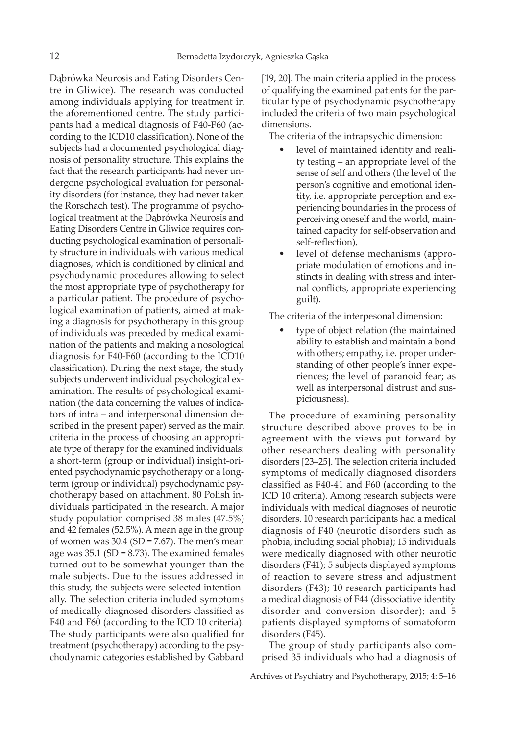Dąbrówka Neurosis and Eating Disorders Centre in Gliwice). The research was conducted among individuals applying for treatment in the aforementioned centre. The study participants had a medical diagnosis of F40-F60 (according to the ICD10 classification). None of the subjects had a documented psychological diagnosis of personality structure. This explains the fact that the research participants had never undergone psychological evaluation for personality disorders (for instance, they had never taken the Rorschach test). The programme of psychological treatment at the Dąbrówka Neurosis and Eating Disorders Centre in Gliwice requires conducting psychological examination of personality structure in individuals with various medical diagnoses, which is conditioned by clinical and psychodynamic procedures allowing to select the most appropriate type of psychotherapy for a particular patient. The procedure of psychological examination of patients, aimed at making a diagnosis for psychotherapy in this group of individuals was preceded by medical examination of the patients and making a nosological diagnosis for F40-F60 (according to the ICD10 classification). During the next stage, the study subjects underwent individual psychological examination. The results of psychological examination (the data concerning the values of indicators of intra – and interpersonal dimension described in the present paper) served as the main criteria in the process of choosing an appropriate type of therapy for the examined individuals: a short-term (group or individual) insight-oriented psychodynamic psychotherapy or a long-term (group or individual) psychodynamic psychotherapy based on attachment. 80 Polish individuals participated in the research. A major study population comprised 38 males (47.5%) and 42 females (52.5%). A mean age in the group of women was 30.4 (SD = 7.67). The men's mean age was 35.1 (SD = 8.73). The examined females turned out to be somewhat younger than the male subjects. Due to the issues addressed in this study, the subjects were selected intentionally. The selection criteria included symptoms of medically diagnosed disorders classified as F40 and F60 (according to the ICD 10 criteria). The study participants were also qualified for treatment (psychotherapy) according to the psychodynamic categories established by Gabbard [19, 20]. The main criteria applied in the process of qualifying the examined patients for the particular type of psychodynamic psychotherapy included the criteria of two main psychological dimensions.

The criteria of the intrapsychic dimension:

- level of maintained identity and reality testing – an appropriate level of the sense of self and others (the level of the person's cognitive and emotional identity, i.e. appropriate perception and experiencing boundaries in the process of perceiving oneself and the world, maintained capacity for self-observation and self-reflection),
- level of defense mechanisms (appropriate modulation of emotions and instincts in dealing with stress and internal conflicts, appropriate experiencing guilt).

The criteria of the interpesonal dimension:

- type of object relation (the maintained ability to establish and maintain a bond with others; empathy, i.e. proper understanding of other people's inner experiences; the level of paranoid fear; as well as interpersonal distrust and suspiciousness).

The procedure of examining personality structure described above proves to be in agreement with the views put forward by other researchers dealing with personality disorders [23–25]. The selection criteria included symptoms of medically diagnosed disorders classified as F40-41 and F60 (according to the ICD 10 criteria). Among research subjects were individuals with medical diagnoses of neurotic disorders. 10 research participants had a medical diagnosis of F40 (neurotic disorders such as phobia, including social phobia); 15 individuals were medically diagnosed with other neurotic disorders (F41); 5 subjects displayed symptoms of reaction to severe stress and adjustment disorders (F43); 10 research participants had a medical diagnosis of F44 (dissociative identity disorder and conversion disorder); and 5 patients displayed symptoms of somatoform disorders (F45).

The group of study participants also comprised 35 individuals who had a diagnosis of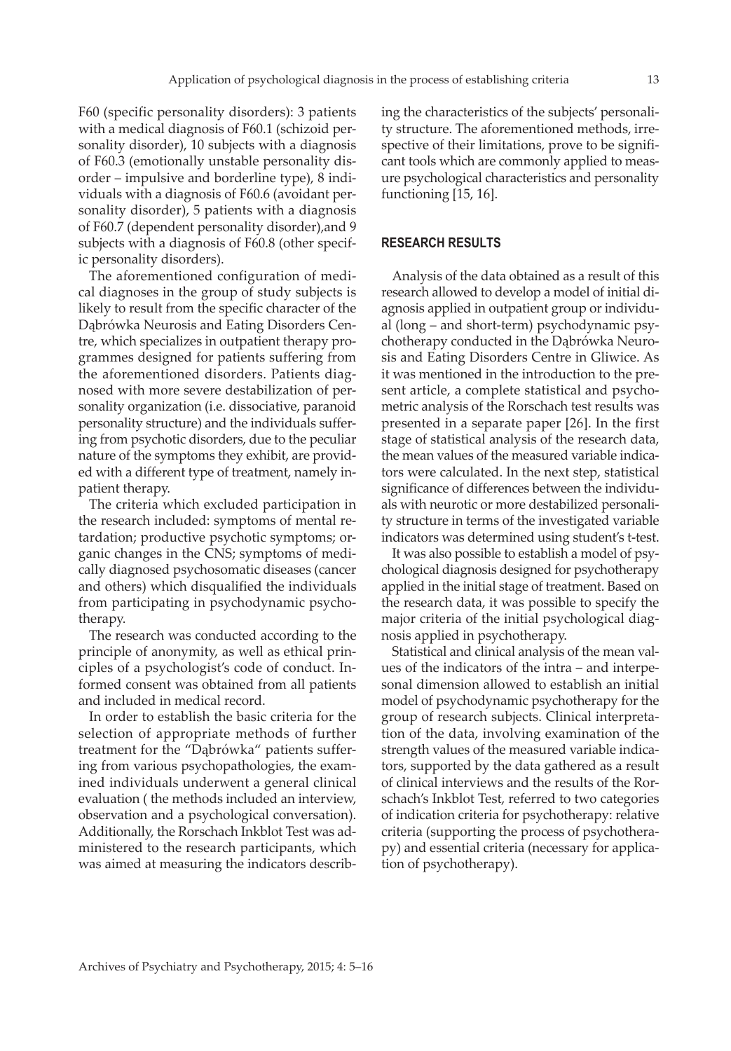F60 (specific personality disorders): 3 patients with a medical diagnosis of F60.1 (schizoid personality disorder), 10 subjects with a diagnosis of F60.3 (emotionally unstable personality disorder – impulsive and borderline type), 8 individuals with a diagnosis of F60.6 (avoidant personality disorder), 5 patients with a diagnosis of F60.7 (dependent personality disorder),and 9 subjects with a diagnosis of F60.8 (other specific personality disorders).

The aforementioned configuration of medical diagnoses in the group of study subjects is likely to result from the specific character of the Dąbrówka Neurosis and Eating Disorders Centre, which specializes in outpatient therapy programmes designed for patients suffering from the aforementioned disorders. Patients diagnosed with more severe destabilization of personality organization (i.e. dissociative, paranoid personality structure) and the individuals suffering from psychotic disorders, due to the peculiar nature of the symptoms they exhibit, are provided with a different type of treatment, namely inpatient therapy.

The criteria which excluded participation in the research included: symptoms of mental retardation; productive psychotic symptoms; organic changes in the CNS; symptoms of medically diagnosed psychosomatic diseases (cancer and others) which disqualified the individuals from participating in psychodynamic psychotherapy.

The research was conducted according to the principle of anonymity, as well as ethical principles of a psychologist's code of conduct. Informed consent was obtained from all patients and included in medical record.

In order to establish the basic criteria for the selection of appropriate methods of further treatment for the "Dąbrówka" patients suffering from various psychopathologies, the examined individuals underwent a general clinical evaluation ( the methods included an interview, observation and a psychological conversation). Additionally, the Rorschach Inkblot Test was administered to the research participants, which was aimed at measuring the indicators describing the characteristics of the subjects' personality structure. The aforementioned methods, irrespective of their limitations, prove to be significant tools which are commonly applied to measure psychological characteristics and personality functioning [15, 16].

## RESEARCH RESULTS

Analysis of the data obtained as a result of this research allowed to develop a model of initial diagnosis applied in outpatient group or individual (long – and short-term) psychodynamic psychotherapy conducted in the Dąbrówka Neurosis and Eating Disorders Centre in Gliwice. As it was mentioned in the introduction to the present article, a complete statistical and psychometric analysis of the Rorschach test results was presented in a separate paper [26]. In the first stage of statistical analysis of the research data, the mean values of the measured variable indicators were calculated. In the next step, statistical significance of differences between the individuals with neurotic or more destabilized personality structure in terms of the investigated variable indicators was determined using student's t-test.

It was also possible to establish a model of psychological diagnosis designed for psychotherapy applied in the initial stage of treatment. Based on the research data, it was possible to specify the major criteria of the initial psychological diagnosis applied in psychotherapy.

Statistical and clinical analysis of the mean values of the indicators of the intra – and interpesonal dimension allowed to establish an initial model of psychodynamic psychotherapy for the group of research subjects. Clinical interpretation of the data, involving examination of the strength values of the measured variable indicators, supported by the data gathered as a result of clinical interviews and the results of the Rorschach's Inkblot Test, referred to two categories of indication criteria for psychotherapy: relative criteria (supporting the process of psychotherapy) and essential criteria (necessary for application of psychotherapy).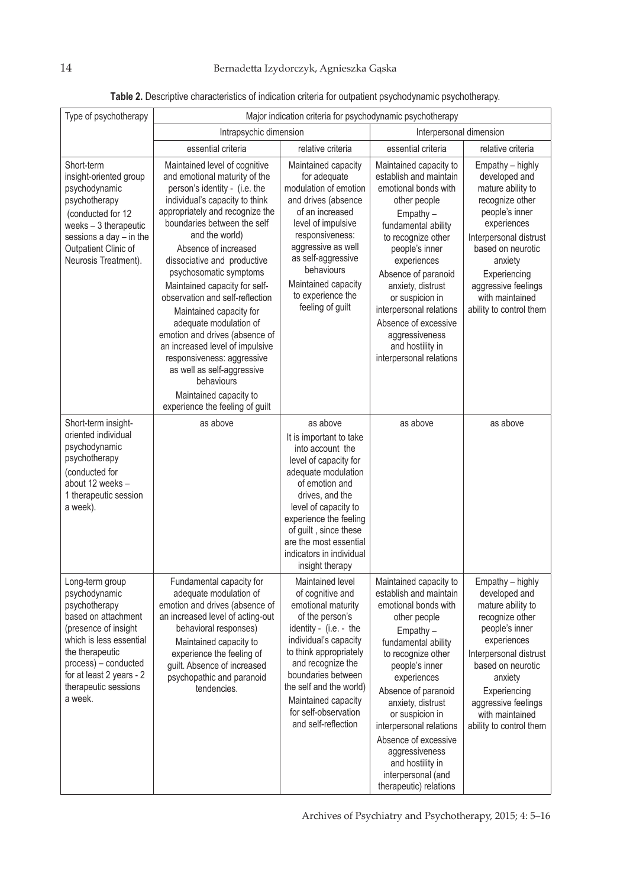**Table 2.** Descriptive characteristics of indication criteria for outpatient psychodynamic psychotherapy.

| Type of psychotherapy | Major indication criteria for psychodynamic psychotherapy | | | |
|---|---|---|---|---|
| | Intrapsychic dimension | | Interpersonal dimension | |
| | essential criteria | relative criteria | essential criteria | relative criteria |
| Short-term insight-oriented group psychodynamic psychotherapy (conducted for 12 weeks – 3 therapeutic sessions a day – in the Outpatient Clinic of Neurosis Treatment). | Maintained level of cognitive and emotional maturity of the person's identity - (i.e. the individual's capacity to think appropriately and recognize the boundaries between the self and the world) Absence of increased dissociative and productive psychosomatic symptoms Maintained capacity for self-observation and self-reflection Maintained capacity for adequate modulation of emotion and drives (absence of an increased level of impulsive responsiveness: aggressive as well as self-aggressive behaviours Maintained capacity to experience the feeling of guilt | Maintained capacity for adequate modulation of emotion and drives (absence of an increased level of impulsive responsiveness: aggressive as well as self-aggressive behaviours Maintained capacity to experience the feeling of guilt | Maintained capacity to establish and maintain emotional bonds with other people Empathy – fundamental ability to recognize other people's inner experiences Absence of paranoid anxiety, distrust or suspicion in interpersonal relations Absence of excessive aggressiveness and hostility in interpersonal relations | Empathy – highly developed and mature ability to recognize other people's inner experiences Interpersonal distrust based on neurotic anxiety Experiencing aggressive feelings with maintained ability to control them |
| Short-term insight-oriented individual psychodynamic psychotherapy (conducted for about 12 weeks – 1 therapeutic session a week). | as above | as above It is important to take into account the level of capacity for adequate modulation of emotion and drives, and the level of capacity to experience the feeling of guilt , since these are the most essential indicators in individual insight therapy | as above | as above |
| Long-term group psychodynamic psychotherapy based on attachment (presence of insight which is less essential the therapeutic process) – conducted for at least 2 years - 2 therapeutic sessions a week. | Fundamental capacity for adequate modulation of emotion and drives (absence of an increased level of acting-out behavioral responses) Maintained capacity to experience the feeling of guilt. Absence of increased psychopathic and paranoid tendencies. | Maintained level of cognitive and emotional maturity of the person's identity - (i.e. - the individual's capacity to think appropriately and recognize the boundaries between the self and the world) Maintained capacity for self-observation and self-reflection | Maintained capacity to establish and maintain emotional bonds with other people Empathy – fundamental ability to recognize other people's inner experiences Absence of paranoid anxiety, distrust or suspicion in interpersonal relations Absence of excessive aggressiveness and hostility in interpersonal (and therapeutic) relations | Empathy – highly developed and mature ability to recognize other people's inner experiences Interpersonal distrust based on neurotic anxiety Experiencing aggressive feelings with maintained ability to control them |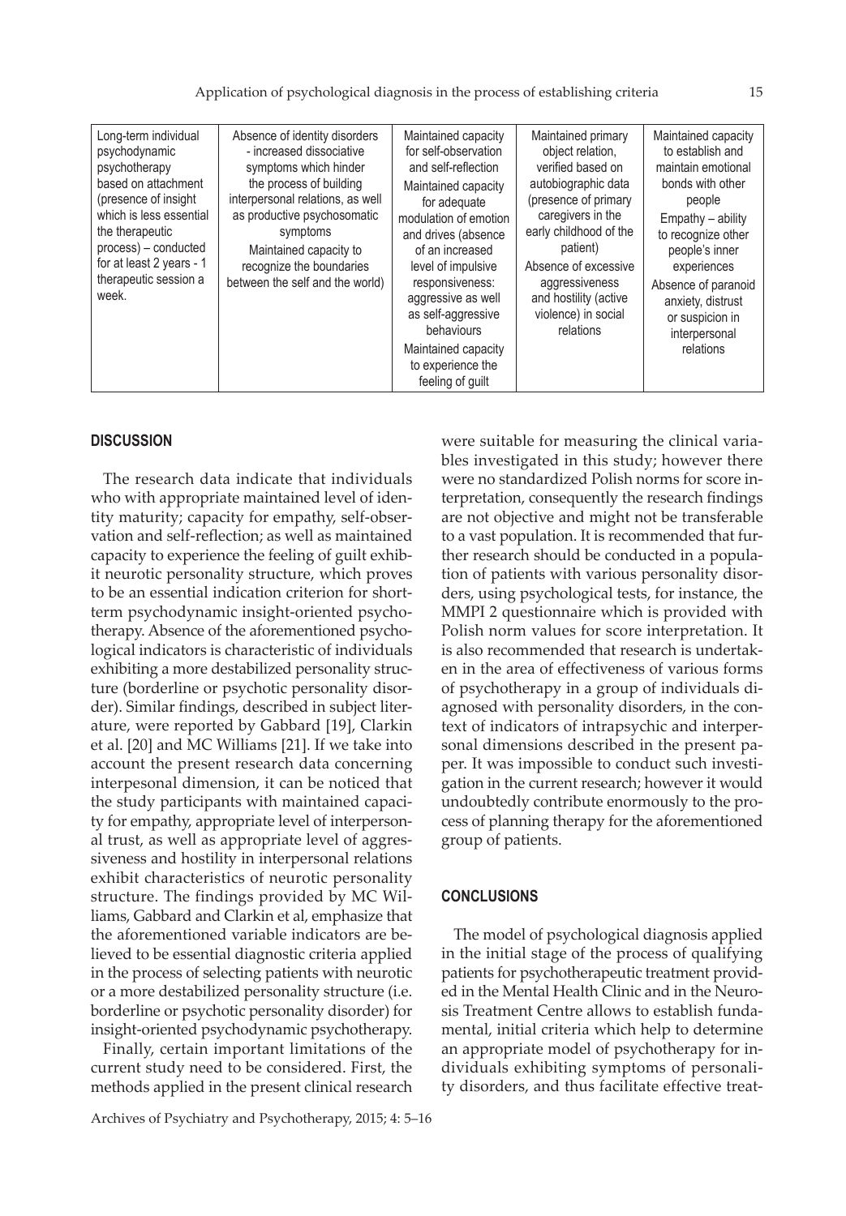| Long-term individual psychodynamic psychotherapy based on attachment (presence of insight which is less essential the therapeutic process) – conducted for at least 2 years - 1 therapeutic session a week. | Absence of identity disorders - increased dissociative symptoms which hinder the process of building interpersonal relations, as well as productive psychosomatic symptoms<br>Maintained capacity to recognize the boundaries between the self and the world) | Maintained capacity for self-observation and self-reflection<br>Maintained capacity for adequate modulation of emotion and drives (absence of an increased level of impulsive responsiveness: aggressive as well as self-aggressive behaviours<br>Maintained capacity to experience the feeling of guilt | Maintained primary object relation, verified based on autobiographic data (presence of primary caregivers in the early childhood of the patient)<br>Absence of excessive aggressiveness and hostility (active violence) in social relations | Maintained capacity to establish and maintain emotional bonds with other people<br>Empathy – ability to recognize other people's inner experiences<br>Absence of paranoid anxiety, distrust or suspicion in interpersonal relations |
|---|---|---|---|---|

## DISCUSSION

The research data indicate that individuals who with appropriate maintained level of identity maturity; capacity for empathy, self-observation and self-reflection; as well as maintained capacity to experience the feeling of guilt exhibit neurotic personality structure, which proves to be an essential indication criterion for short-term psychodynamic insight-oriented psychotherapy. Absence of the aforementioned psychological indicators is characteristic of individuals exhibiting a more destabilized personality structure (borderline or psychotic personality disorder). Similar findings, described in subject literature, were reported by Gabbard [19], Clarkin et al. [20] and MC Williams [21]. If we take into account the present research data concerning interpesonal dimension, it can be noticed that the study participants with maintained capacity for empathy, appropriate level of interpersonal trust, as well as appropriate level of aggressiveness and hostility in interpersonal relations exhibit characteristics of neurotic personality structure. The findings provided by MC Williams, Gabbard and Clarkin et al, emphasize that the aforementioned variable indicators are believed to be essential diagnostic criteria applied in the process of selecting patients with neurotic or a more destabilized personality structure (i.e. borderline or psychotic personality disorder) for insight-oriented psychodynamic psychotherapy.

Finally, certain important limitations of the current study need to be considered. First, the methods applied in the present clinical research were suitable for measuring the clinical variables investigated in this study; however there were no standardized Polish norms for score interpretation, consequently the research findings are not objective and might not be transferable to a vast population. It is recommended that further research should be conducted in a population of patients with various personality disorders, using psychological tests, for instance, the MMPI 2 questionnaire which is provided with Polish norm values for score interpretation. It is also recommended that research is undertaken in the area of effectiveness of various forms of psychotherapy in a group of individuals diagnosed with personality disorders, in the context of indicators of intrapsychic and interpersonal dimensions described in the present paper. It was impossible to conduct such investigation in the current research; however it would undoubtedly contribute enormously to the process of planning therapy for the aforementioned group of patients.

## CONCLUSIONS

The model of psychological diagnosis applied in the initial stage of the process of qualifying patients for psychotherapeutic treatment provided in the Mental Health Clinic and in the Neurosis Treatment Centre allows to establish fundamental, initial criteria which help to determine an appropriate model of psychotherapy for individuals exhibiting symptoms of personality disorders, and thus facilitate effective treat-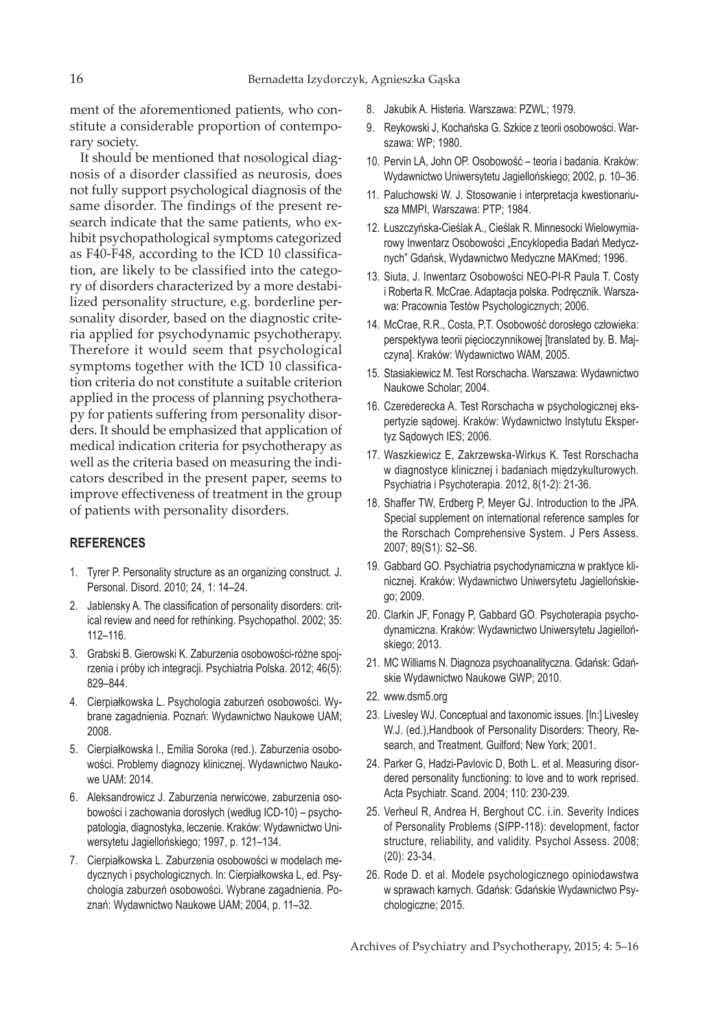ment of the aforementioned patients, who constitute a considerable proportion of contemporary society.

It should be mentioned that nosological diagnosis of a disorder classified as neurosis, does not fully support psychological diagnosis of the same disorder. The findings of the present research indicate that the same patients, who exhibit psychopathological symptoms categorized as F40-F48, according to the ICD 10 classification, are likely to be classified into the category of disorders characterized by a more destabilized personality structure, e.g. borderline personality disorder, based on the diagnostic criteria applied for psychodynamic psychotherapy. Therefore it would seem that psychological symptoms together with the ICD 10 classification criteria do not constitute a suitable criterion applied in the process of planning psychotherapy for patients suffering from personality disorders. It should be emphasized that application of medical indication criteria for psychotherapy as well as the criteria based on measuring the indicators described in the present paper, seems to improve effectiveness of treatment in the group of patients with personality disorders.

## REFERENCES

1. Tyrer P. Personality structure as an organizing construct. J. Personal. Disord. 2010; 24, 1: 14–24.
2. Jablensky A. The classification of personality disorders: critical review and need for rethinking. Psychopathol. 2002; 35: 112–116.
3. Grabski B. Gierowski K. Zaburzenia osobowości-różne spojrzenia i próby ich integracji. Psychiatria Polska. 2012; 46(5): 829–844.
4. Cierpiałkowska L. Psychologia zaburzeń osobowości. Wybrane zagadnienia. Poznań: Wydawnictwo Naukowe UAM; 2008.
5. Cierpiałkowska l., Emilia Soroka (red.). Zaburzenia osobowości. Problemy diagnozy klinicznej. Wydawnictwo Naukowe UAM: 2014.
6. Aleksandrowicz J. Zaburzenia nerwicowe, zaburzenia osobowości i zachowania dorosłych (według ICD-10) – psychopatologia, diagnostyka, leczenie. Kraków: Wydawnictwo Uniwersytetu Jagiellońskiego; 1997, p. 121–134.
7. Cierpiałkowska L. Zaburzenia osobowości w modelach medycznych i psychologicznych. In: Cierpiałkowska L, ed. Psychologia zaburzeń osobowości. Wybrane zagadnienia. Poznań: Wydawnictwo Naukowe UAM; 2004, p. 11–32.
8. Jakubik A. Histeria. Warszawa: PZWL; 1979.
9. Reykowski J, Kochańska G. Szkice z teorii osobowości. Warszawa: WP; 1980.
10. Pervin LA, John OP. Osobowość – teoria i badania. Kraków: Wydawnictwo Uniwersytetu Jagiellońskiego; 2002, p. 10–36.
11. Paluchowski W. J. Stosowanie i interpretacja kwestionariusza MMPI, Warszawa: PTP; 1984.
12. Łuszczyńska-Cieślak A., Cieślak R. Minnesocki Wielowymiarowy Inwentarz Osobowości „Encyklopedia Badań Medycznych" Gdańsk, Wydawnictwo Medyczne MAKmed; 1996.
13. Siuta, J. Inwentarz Osobowości NEO-PI-R Paula T. Costy i Roberta R. McCrae. Adaptacja polska. Podręcznik. Warszawa: Pracownia Testów Psychologicznych; 2006.
14. McCrae, R.R., Costa, P.T. Osobowość dorosłego człowieka: perspektywa teorii pięcioczynnikowej [translated by. B. Majczyna]. Kraków: Wydawnictwo WAM, 2005.
15. Stasiakiewicz M. Test Rorschacha. Warszawa: Wydawnictwo Naukowe Scholar; 2004.
16. Czerederecka A. Test Rorschacha w psychologicznej ekspertyzie sądowej. Kraków: Wydawnictwo Instytutu Ekspertyz Sądowych IES; 2006.
17. Waszkiewicz E, Zakrzewska-Wirkus K. Test Rorschacha w diagnostyce klinicznej i badaniach międzykulturowych. Psychiatria i Psychoterapia. 2012, 8(1-2): 21-36.
18. Shaffer TW, Erdberg P, Meyer GJ. Introduction to the JPA. Special supplement on international reference samples for the Rorschach Comprehensive System. J Pers Assess. 2007; 89(S1): S2–S6.
19. Gabbard GO. Psychiatria psychodynamiczna w praktyce klinicznej. Kraków: Wydawnictwo Uniwersytetu Jagiellońskiego; 2009.
20. Clarkin JF, Fonagy P, Gabbard GO. Psychoterapia psychodynamiczna. Kraków: Wydawnictwo Uniwersytetu Jagiellońskiego; 2013.
21. MC Williams N. Diagnoza psychoanalityczna. Gdańsk: Gdańskie Wydawnictwo Naukowe GWP; 2010.
22. www.dsm5.org
23. Livesley WJ. Conceptual and taxonomic issues. [In:] Livesley W.J. (ed.),Handbook of Personality Disorders: Theory, Research, and Treatment. Guilford; New York; 2001.
24. Parker G, Hadzi-Pavlovic D, Both L. et al. Measuring disordered personality functioning: to love and to work reprised. Acta Psychiatr. Scand. 2004; 110: 230-239.
25. Verheul R, Andrea H, Berghout CC. i.in. Severity Indices of Personality Problems (SIPP-118): development, factor structure, reliability, and validity. Psychol Assess. 2008; (20): 23-34.
26. Rode D. et al. Modele psychologicznego opiniodawstwa w sprawach karnych. Gdańsk: Gdańskie Wydawnictwo Psychologiczne; 2015.